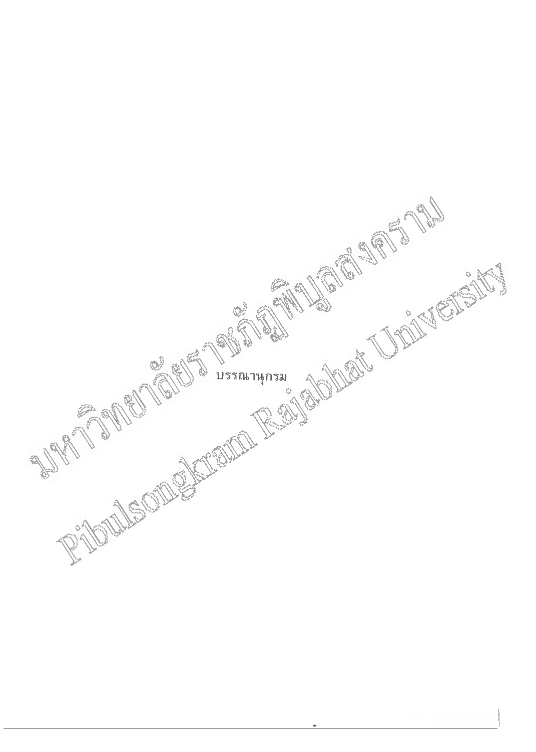# บรรณานุกรม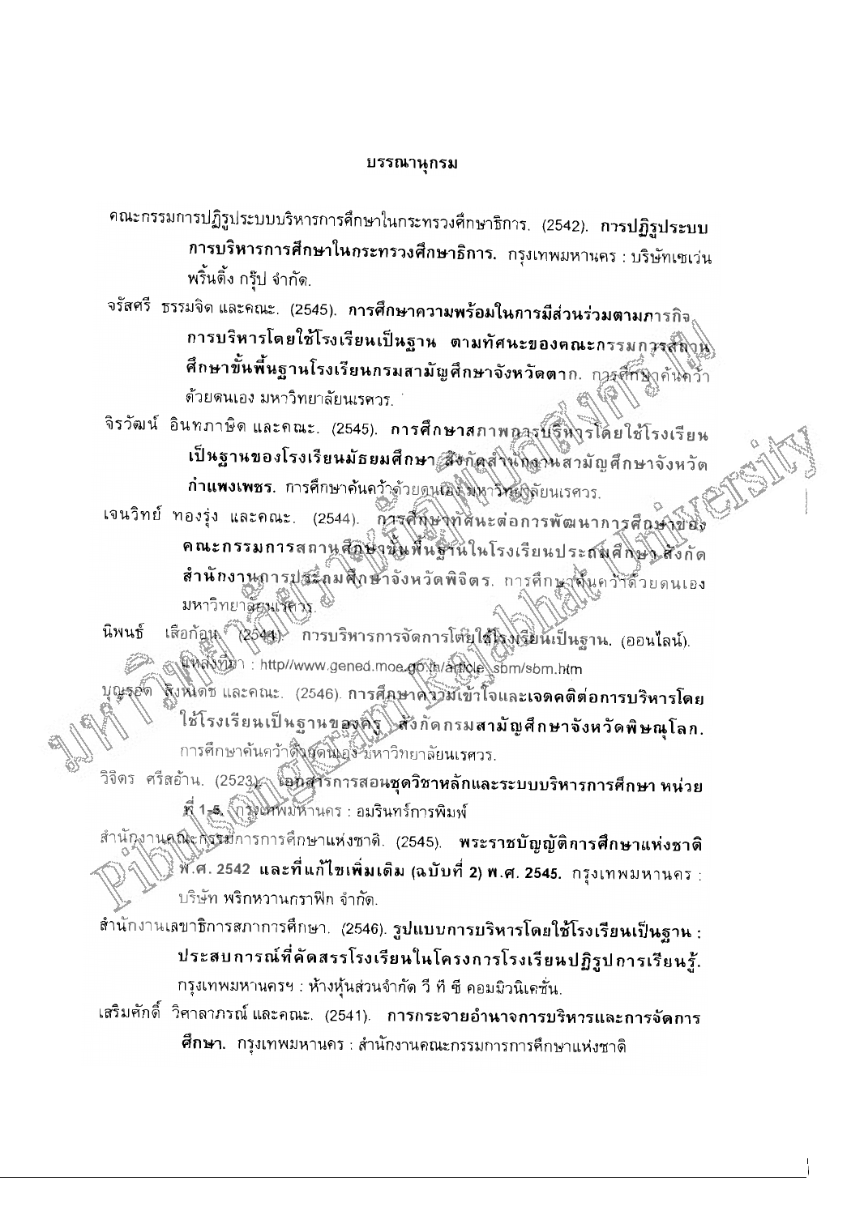# บรรณานุกรม

คณะกรรมการปฏิรูประบบบริหารการศึกษาในกระทรวงศึกษาธิการ. (2542). **การปฏิรูประบบการบริหารการศึกษาในกระทรวงศึกษาธิการ.** กรุงเทพมหานคร : บริษัทเซเว่น พริ้นติ้ง กรุ๊ป จำกัด.

จรัสศรี ธรรมจิต และคณะ. (2545). **การศึกษาความพร้อมในการมีส่วนร่วมตามภารกิจการบริหารโดยใช้โรงเรียนเป็นฐาน ตามทัศนะของคณะกรรมการสถานศึกษาขั้นพื้นฐานโรงเรียนกรมสามัญศึกษาจังหวัดตาก.** การศึกษาค้นคว้าด้วยตนเอง มหาวิทยาลัยนเรศวร.

จิรวัฒน์ อินทภาษิต และคณะ. (2545). **การศึกษาสภาพการบริหารโดยใช้โรงเรียนเป็นฐานของโรงเรียนมัธยมศึกษา สังกัดสำนักงานสามัญศึกษาจังหวัดกำแพงเพชร.** การศึกษาค้นคว้าด้วยตนเอง มหาวิทยาลัยนเรศวร.

เจนวิทย์ ทองรุ่ง และคณะ. (2544). **การศึกษาทัศนะต่อการพัฒนาการศึกษาของคณะกรรมการสถานศึกษาขั้นพื้นฐานในโรงเรียนประถมศึกษา สังกัดสำนักงานการประถมศึกษาจังหวัดพิจิตร.** การศึกษาค้นคว้าด้วยตนเอง มหาวิทยาลัยนเรศวร.

นิพนธ์ เสือก้อน. (2544). การบริหารการจัดการโดยใช้โรงเรียนเป็นฐาน. (ออนไลน์). แหล่งที่มา : http//www.gened.moe.go.th/article_sbm/sbm.htm

บุญรอด สิงห์เดช และคณะ. (2546). **การศึกษาความเข้าใจและเจตคติต่อการบริหารโดยใช้โรงเรียนเป็นฐานของครู สังกัดกรมสามัญศึกษาจังหวัดพิษณุโลก.** การศึกษาค้นคว้าด้วยตนเอง มหาวิทยาลัยนเรศวร.

วิจิตร ศรีสอ้าน. (2523). **เอกสารการสอนชุดวิชาหลักและระบบบริหารการศึกษา หน่วยที่ 1-5.** กรุงเทพมหานคร : อมรินทร์การพิมพ์

สำนักงานคณะกรรมการการศึกษาแห่งชาติ. (2545). **พระราชบัญญัติการศึกษาแห่งชาติ พ.ศ. 2542 และที่แก้ไขเพิ่มเติม (ฉบับที่ 2) พ.ศ. 2545.** กรุงเทพมหานคร : บริษัท พริกหวานกราฟิก จำกัด.

สำนักงานเลขาธิการสภาการศึกษา. (2546). **รูปแบบการบริหารโดยใช้โรงเรียนเป็นฐาน : ประสบการณ์ที่คัดสรรโรงเรียนในโครงการโรงเรียนปฏิรูปการเรียนรู้.** กรุงเทพมหานครฯ : ห้างหุ้นส่วนจำกัด วี ที ซี คอมมิวนิเคชั่น.

เสริมศักดิ์ วิศาลาภรณ์ และคณะ. (2541). **การกระจายอำนาจการบริหารและการจัดการศึกษา.** กรุงเทพมหานคร : สำนักงานคณะกรรมการการศึกษาแห่งชาติ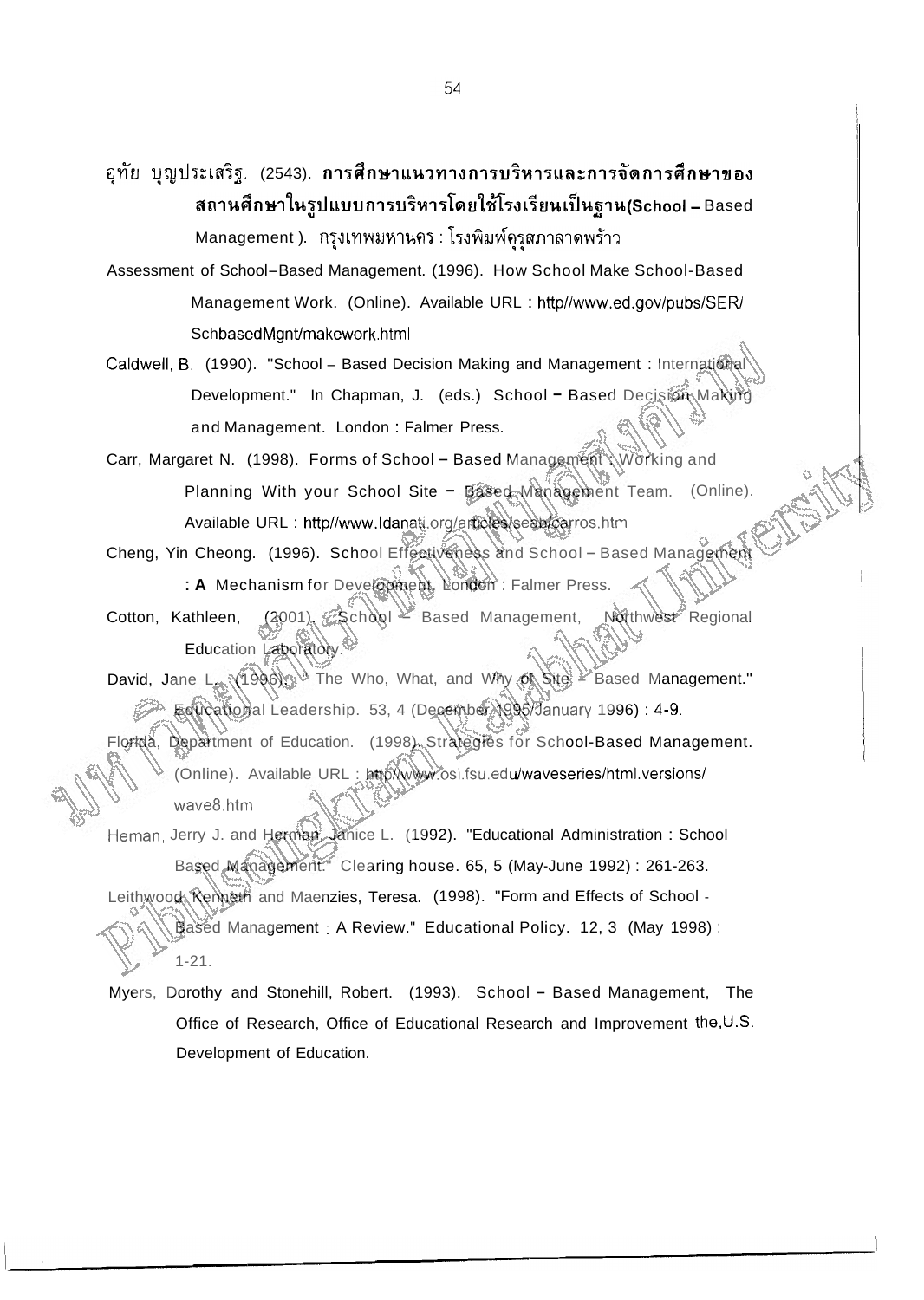อุทัย บุญประเสริฐ. (2543). **การศึกษาแนวทางการบริหารและการจัดการศึกษาของสถานศึกษาในรูปแบบการบริหารโดยใช้โรงเรียนเป็นฐาน(School – Based Management).** กรุงเทพมหานคร : โรงพิมพ์คุรุสภาลาดพร้าว

Assessment of School–Based Management. (1996). How School Make School-Based Management Work. (Online). Available URL : http//www.ed.gov/pubs/SER/SchbasedMgnt/makework.html

Caldwell, B. (1990). "School – Based Decision Making and Management : International Development." In Chapman, J. (eds.) School – Based Decision Making and Management. London : Falmer Press.

Carr, Margaret N. (1998). Forms of School – Based Management : Working and Planning With your School Site – Based Management Team. (Online). Available URL : http//www.ldanati.org/articles/seab/carros.htm

Cheng, Yin Cheong. (1996). School Effectiveness and School – Based Management : A Mechanism for Development. London : Falmer Press.

Cotton, Kathleen, (2001). School – Based Management, Northwest Regional Education Laboratory.

David, Jane L. (1996). " The Who, What, and Why of Site – Based Management." Educational Leadership. 53, 4 (December 1995/January 1996) : 4-9.

Florida, Department of Education. (1998). Strategies for School-Based Management. (Online). Available URL : http//www.osi.fsu.edu/waveseries/html.versions/wave8.htm

Heman, Jerry J. and Herman, Janice L. (1992). "Educational Administration : School Based Management." Clearing house. 65, 5 (May-June 1992) : 261-263.

Leithwood, Kenneth and Maenzies, Teresa. (1998). "Form and Effects of School - Based Management : A Review." Educational Policy. 12, 3 (May 1998) : 1-21.

Myers, Dorothy and Stonehill, Robert. (1993). School – Based Management, The Office of Research, Office of Educational Research and Improvement the,U.S. Development of Education.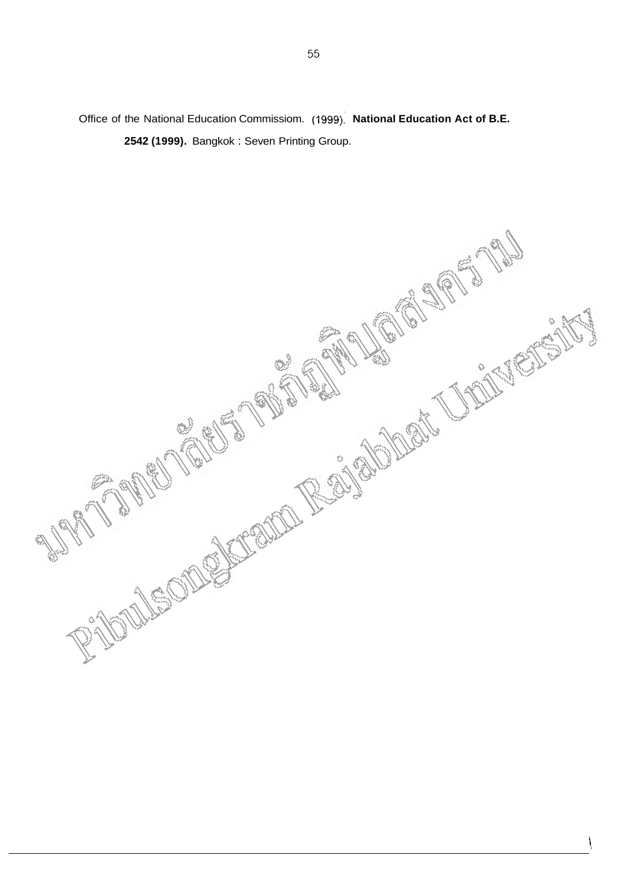Office of the National Education Commissiom. (1999). **National Education Act of B.E. 2542 (1999).** Bangkok : Seven Printing Group.